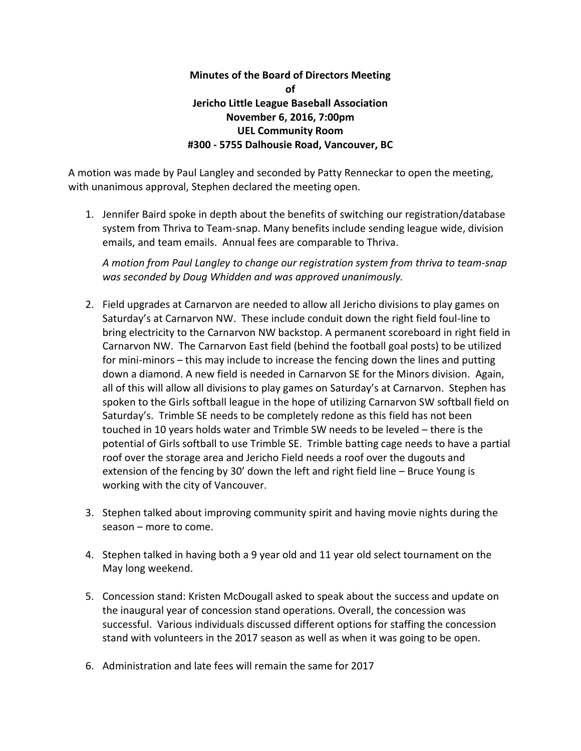**Minutes of the Board of Directors Meeting**
**of**
**Jericho Little League Baseball Association**
**November 6, 2016, 7:00pm**
**UEL Community Room**
**#300 - 5755 Dalhousie Road, Vancouver, BC**

A motion was made by Paul Langley and seconded by Patty Renneckar to open the meeting, with unanimous approval, Stephen declared the meeting open.

1. Jennifer Baird spoke in depth about the benefits of switching our registration/database system from Thriva to Team-snap. Many benefits include sending league wide, division emails, and team emails. Annual fees are comparable to Thriva.

   *A motion from Paul Langley to change our registration system from thriva to team-snap was seconded by Doug Whidden and was approved unanimously.*

2. Field upgrades at Carnarvon are needed to allow all Jericho divisions to play games on Saturday's at Carnarvon NW. These include conduit down the right field foul-line to bring electricity to the Carnarvon NW backstop. A permanent scoreboard in right field in Carnarvon NW. The Carnarvon East field (behind the football goal posts) to be utilized for mini-minors – this may include to increase the fencing down the lines and putting down a diamond. A new field is needed in Carnarvon SE for the Minors division. Again, all of this will allow all divisions to play games on Saturday's at Carnarvon. Stephen has spoken to the Girls softball league in the hope of utilizing Carnarvon SW softball field on Saturday's. Trimble SE needs to be completely redone as this field has not been touched in 10 years holds water and Trimble SW needs to be leveled – there is the potential of Girls softball to use Trimble SE. Trimble batting cage needs to have a partial roof over the storage area and Jericho Field needs a roof over the dugouts and extension of the fencing by 30' down the left and right field line – Bruce Young is working with the city of Vancouver.

3. Stephen talked about improving community spirit and having movie nights during the season – more to come.

4. Stephen talked in having both a 9 year old and 11 year old select tournament on the May long weekend.

5. Concession stand: Kristen McDougall asked to speak about the success and update on the inaugural year of concession stand operations. Overall, the concession was successful. Various individuals discussed different options for staffing the concession stand with volunteers in the 2017 season as well as when it was going to be open.

6. Administration and late fees will remain the same for 2017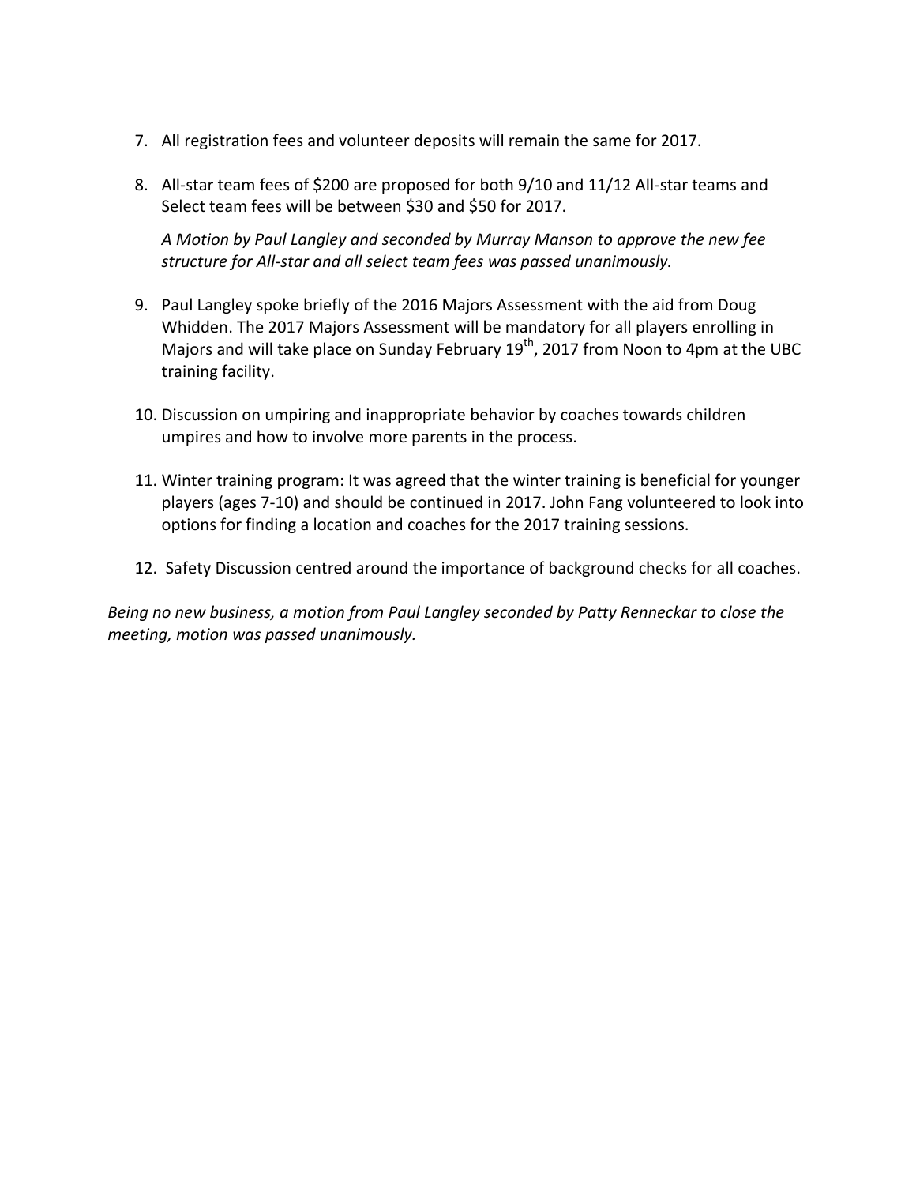7. All registration fees and volunteer deposits will remain the same for 2017.

8. All-star team fees of $200 are proposed for both 9/10 and 11/12 All-star teams and Select team fees will be between $30 and $50 for 2017.

   *A Motion by Paul Langley and seconded by Murray Manson to approve the new fee structure for All-star and all select team fees was passed unanimously.*

9. Paul Langley spoke briefly of the 2016 Majors Assessment with the aid from Doug Whidden. The 2017 Majors Assessment will be mandatory for all players enrolling in Majors and will take place on Sunday February 19th, 2017 from Noon to 4pm at the UBC training facility.

10. Discussion on umpiring and inappropriate behavior by coaches towards children umpires and how to involve more parents in the process.

11. Winter training program: It was agreed that the winter training is beneficial for younger players (ages 7-10) and should be continued in 2017. John Fang volunteered to look into options for finding a location and coaches for the 2017 training sessions.

12. Safety Discussion centred around the importance of background checks for all coaches.

*Being no new business, a motion from Paul Langley seconded by Patty Renneckar to close the meeting, motion was passed unanimously.*